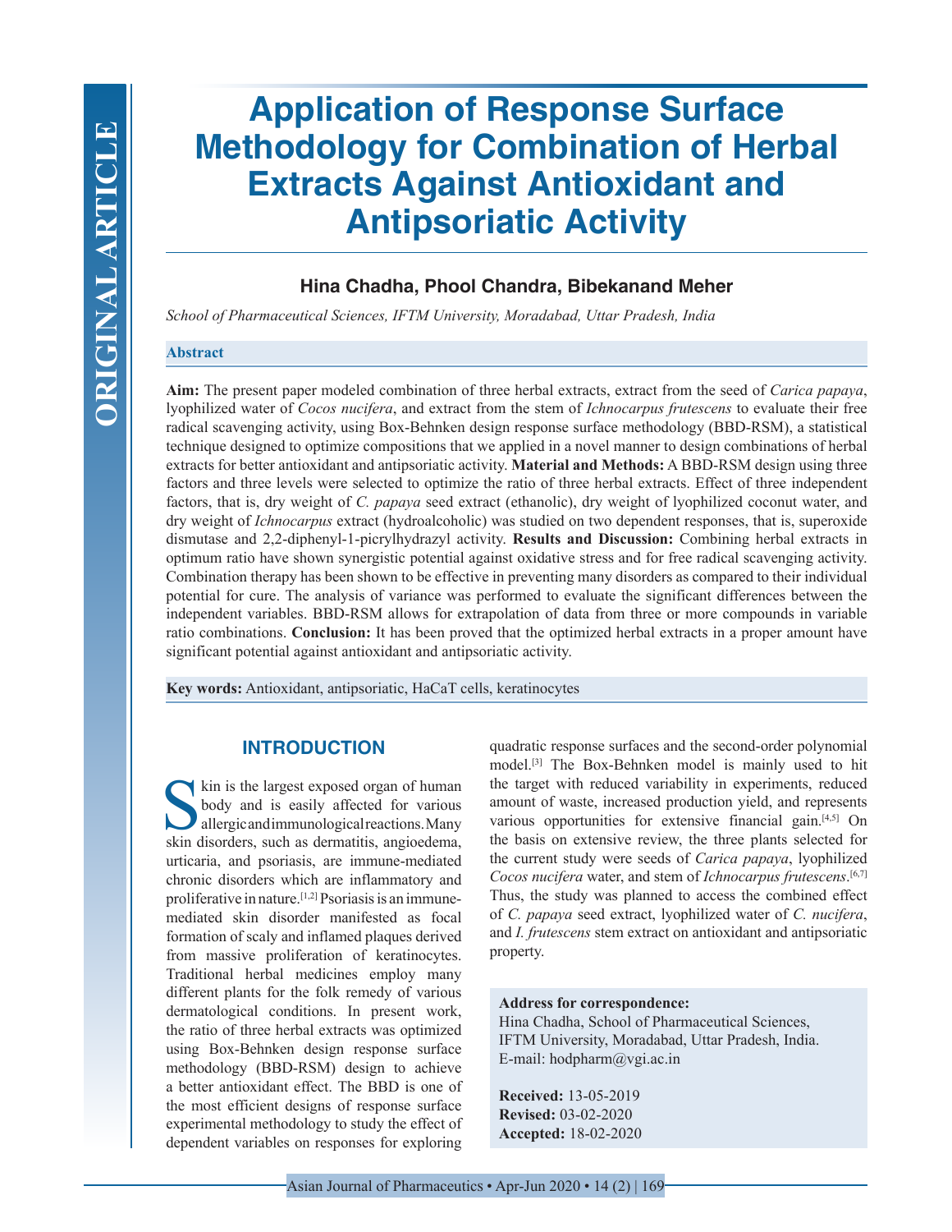# Application of Response Surface Methodology for Combination of Herbal Extracts Against Antioxidant and Antipsoriatic Activity

**Hina Chadha, Phool Chandra, Bibekanand Meher**

*School of Pharmaceutical Sciences, IFTM University, Moradabad, Uttar Pradesh, India*

## Abstract

**Aim:** The present paper modeled combination of three herbal extracts, extract from the seed of *Carica papaya*, lyophilized water of *Cocos nucifera*, and extract from the stem of *Ichnocarpus frutescens* to evaluate their free radical scavenging activity, using Box-Behnken design response surface methodology (BBD-RSM), a statistical technique designed to optimize compositions that we applied in a novel manner to design combinations of herbal extracts for better antioxidant and antipsoriatic activity. **Material and Methods:** A BBD-RSM design using three factors and three levels were selected to optimize the ratio of three herbal extracts. Effect of three independent factors, that is, dry weight of *C. papaya* seed extract (ethanolic), dry weight of lyophilized coconut water, and dry weight of *Ichnocarpus* extract (hydroalcoholic) was studied on two dependent responses, that is, superoxide dismutase and 2,2-diphenyl-1-picrylhydrazyl activity. **Results and Discussion:** Combining herbal extracts in optimum ratio have shown synergistic potential against oxidative stress and for free radical scavenging activity. Combination therapy has been shown to be effective in preventing many disorders as compared to their individual potential for cure. The analysis of variance was performed to evaluate the significant differences between the independent variables. BBD-RSM allows for extrapolation of data from three or more compounds in variable ratio combinations. **Conclusion:** It has been proved that the optimized herbal extracts in a proper amount have significant potential against antioxidant and antipsoriatic activity.

**Key words:** Antioxidant, antipsoriatic, HaCaT cells, keratinocytes

## INTRODUCTION

Skin is the largest exposed organ of human body and is easily affected for various allergic and immunological reactions. Many skin disorders, such as dermatitis, angioedema, urticaria, and psoriasis, are immune-mediated chronic disorders which are inflammatory and proliferative in nature.[1,2] Psoriasis is an immune-mediated skin disorder manifested as focal formation of scaly and inflamed plaques derived from massive proliferation of keratinocytes. Traditional herbal medicines employ many different plants for the folk remedy of various dermatological conditions. In present work, the ratio of three herbal extracts was optimized using Box-Behnken design response surface methodology (BBD-RSM) design to achieve a better antioxidant effect. The BBD is one of the most efficient designs of response surface experimental methodology to study the effect of dependent variables on responses for exploring quadratic response surfaces and the second-order polynomial model.[3] The Box-Behnken model is mainly used to hit the target with reduced variability in experiments, reduced amount of waste, increased production yield, and represents various opportunities for extensive financial gain.[4,5] On the basis on extensive review, the three plants selected for the current study were seeds of *Carica papaya*, lyophilized *Cocos nucifera* water, and stem of *Ichnocarpus frutescens*.[6,7] Thus, the study was planned to access the combined effect of *C. papaya* seed extract, lyophilized water of *C. nucifera*, and *I. frutescens* stem extract on antioxidant and antipsoriatic property.

**Address for correspondence:**
Hina Chadha, School of Pharmaceutical Sciences, IFTM University, Moradabad, Uttar Pradesh, India.
E-mail: hodpharm@vgi.ac.in

**Received:** 13-05-2019
**Revised:** 03-02-2020
**Accepted:** 18-02-2020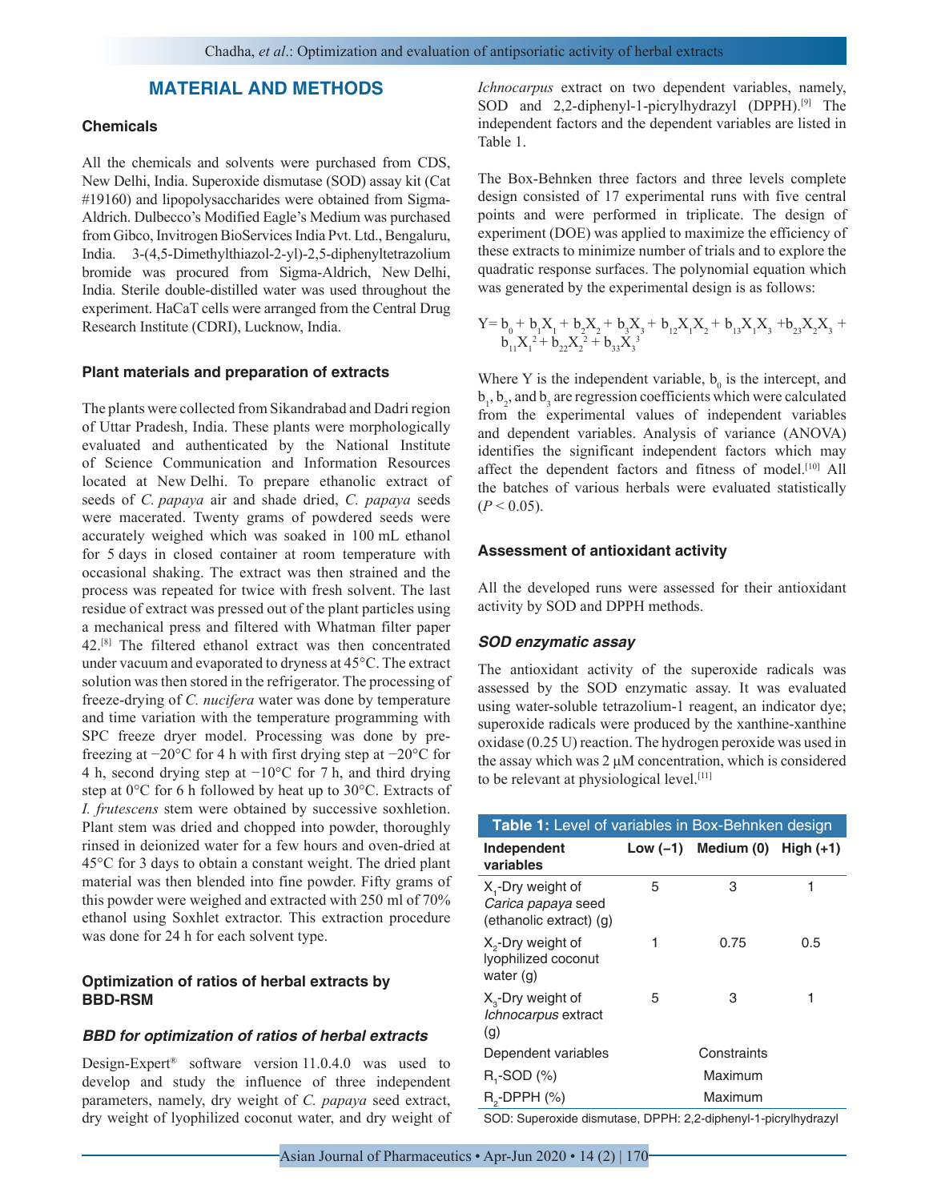## MATERIAL AND METHODS

### Chemicals

All the chemicals and solvents were purchased from CDS, New Delhi, India. Superoxide dismutase (SOD) assay kit (Cat #19160) and lipopolysaccharides were obtained from Sigma-Aldrich. Dulbecco's Modified Eagle's Medium was purchased from Gibco, Invitrogen BioServices India Pvt. Ltd., Bengaluru, India. 3-(4,5-Dimethylthiazol-2-yl)-2,5-diphenyltetrazolium bromide was procured from Sigma-Aldrich, New Delhi, India. Sterile double-distilled water was used throughout the experiment. HaCaT cells were arranged from the Central Drug Research Institute (CDRI), Lucknow, India.

### Plant materials and preparation of extracts

The plants were collected from Sikandrabad and Dadri region of Uttar Pradesh, India. These plants were morphologically evaluated and authenticated by the National Institute of Science Communication and Information Resources located at New Delhi. To prepare ethanolic extract of seeds of *C. papaya* air and shade dried, *C. papaya* seeds were macerated. Twenty grams of powdered seeds were accurately weighed which was soaked in 100 mL ethanol for 5 days in closed container at room temperature with occasional shaking. The extract was then strained and the process was repeated for twice with fresh solvent. The last residue of extract was pressed out of the plant particles using a mechanical press and filtered with Whatman filter paper 42.[8] The filtered ethanol extract was then concentrated under vacuum and evaporated to dryness at 45°C. The extract solution was then stored in the refrigerator. The processing of freeze-drying of *C. nucifera* water was done by temperature and time variation with the temperature programming with SPC freeze dryer model. Processing was done by pre-freezing at −20°C for 4 h with first drying step at −20°C for 4 h, second drying step at −10°C for 7 h, and third drying step at 0°C for 6 h followed by heat up to 30°C. Extracts of *I. frutescens* stem were obtained by successive soxhletion. Plant stem was dried and chopped into powder, thoroughly rinsed in deionized water for a few hours and oven-dried at 45°C for 3 days to obtain a constant weight. The dried plant material was then blended into fine powder. Fifty grams of this powder were weighed and extracted with 250 ml of 70% ethanol using Soxhlet extractor. This extraction procedure was done for 24 h for each solvent type.

### Optimization of ratios of herbal extracts by BBD-RSM

#### *BBD for optimization of ratios of herbal extracts*

Design-Expert® software version 11.0.4.0 was used to develop and study the influence of three independent parameters, namely, dry weight of *C. papaya* seed extract, dry weight of lyophilized coconut water, and dry weight of *Ichnocarpus* extract on two dependent variables, namely, SOD and 2,2-diphenyl-1-picrylhydrazyl (DPPH).[9] The independent factors and the dependent variables are listed in Table 1.

The Box-Behnken three factors and three levels complete design consisted of 17 experimental runs with five central points and were performed in triplicate. The design of experiment (DOE) was applied to maximize the efficiency of these extracts to minimize number of trials and to explore the quadratic response surfaces. The polynomial equation which was generated by the experimental design is as follows:

$$Y = b_0 + b_1X_1 + b_2X_2 + b_3X_3 + b_{12}X_1X_2 + b_{13}X_1X_3 + b_{23}X_2X_3 + b_{11}X_1^2 + b_{22}X_2^2 + b_{33}X_3^3$$

Where Y is the independent variable, $b_0$ is the intercept, and $b_1$, $b_2$, and $b_3$ are regression coefficients which were calculated from the experimental values of independent variables and dependent variables. Analysis of variance (ANOVA) identifies the significant independent factors which may affect the dependent factors and fitness of model.[10] All the batches of various herbals were evaluated statistically ($P < 0.05$).

### Assessment of antioxidant activity

All the developed runs were assessed for their antioxidant activity by SOD and DPPH methods.

#### *SOD enzymatic assay*

The antioxidant activity of the superoxide radicals was assessed by the SOD enzymatic assay. It was evaluated using water-soluble tetrazolium-1 reagent, an indicator dye; superoxide radicals were produced by the xanthine-xanthine oxidase (0.25 U) reaction. The hydrogen peroxide was used in the assay which was 2 μM concentration, which is considered to be relevant at physiological level.[11]

**Table 1:** Level of variables in Box-Behnken design

| Independent variables | Low (−1) | Medium (0) | High (+1) |
|---|---|---|---|
| $X_1$-Dry weight of *Carica papaya* seed (ethanolic extract) (g) | 5 | 3 | 1 |
| $X_2$-Dry weight of lyophilized coconut water (g) | 1 | 0.75 | 0.5 |
| $X_3$-Dry weight of *Ichnocarpus* extract (g) | 5 | 3 | 1 |
| Dependent variables | | Constraints | |
| $R_1$-SOD (%) | | Maximum | |
| $R_2$-DPPH (%) | | Maximum | |

SOD: Superoxide dismutase, DPPH: 2,2-diphenyl-1-picrylhydrazyl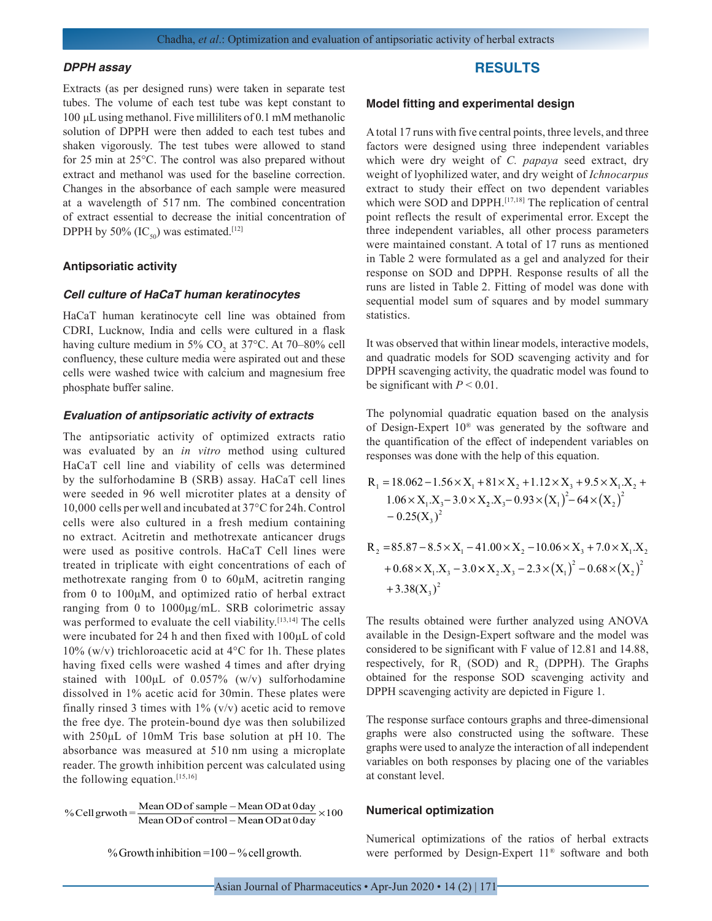### DPPH assay

Extracts (as per designed runs) were taken in separate test tubes. The volume of each test tube was kept constant to 100 μL using methanol. Five milliliters of 0.1 mM methanolic solution of DPPH were then added to each test tubes and shaken vigorously. The test tubes were allowed to stand for 25 min at 25°C. The control was also prepared without extract and methanol was used for the baseline correction. Changes in the absorbance of each sample were measured at a wavelength of 517 nm. The combined concentration of extract essential to decrease the initial concentration of DPPH by 50% ($IC_{50}$) was estimated.[12]

## Antipsoriatic activity

### Cell culture of HaCaT human keratinocytes

HaCaT human keratinocyte cell line was obtained from CDRI, Lucknow, India and cells were cultured in a flask having culture medium in 5% $CO_2$ at 37°C. At 70–80% cell confluency, these culture media were aspirated out and these cells were washed twice with calcium and magnesium free phosphate buffer saline.

### Evaluation of antipsoriatic activity of extracts

The antipsoriatic activity of optimized extracts ratio was evaluated by an *in vitro* method using cultured HaCaT cell line and viability of cells was determined by the sulforhodamine B (SRB) assay. HaCaT cell lines were seeded in 96 well microtiter plates at a density of 10,000 cells per well and incubated at 37°C for 24h. Control cells were also cultured in a fresh medium containing no extract. Acitretin and methotrexate anticancer drugs were used as positive controls. HaCaT Cell lines were treated in triplicate with eight concentrations of each of methotrexate ranging from 0 to 60μM, acitretin ranging from 0 to 100μM, and optimized ratio of herbal extract ranging from 0 to 1000μg/mL. SRB colorimetric assay was performed to evaluate the cell viability.[13,14] The cells were incubated for 24 h and then fixed with 100μL of cold 10% (w/v) trichloroacetic acid at 4°C for 1h. These plates having fixed cells were washed 4 times and after drying stained with 100μL of 0.057% (w/v) sulforhodamine dissolved in 1% acetic acid for 30min. These plates were finally rinsed 3 times with 1% (v/v) acetic acid to remove the free dye. The protein-bound dye was then solubilized with 250μL of 10mM Tris base solution at pH 10. The absorbance was measured at 510 nm using a microplate reader. The growth inhibition percent was calculated using the following equation.[15,16]

$$\%\text{Cell grwoth} = \frac{\text{Mean OD of sample} - \text{Mean OD at 0 day}}{\text{Mean OD of control} - \text{Mean OD at 0 day}} \times 100$$

$$\%\text{Growth inhibition} = 100 - \%\text{cell growth.}$$

## RESULTS

### Model fitting and experimental design

A total 17 runs with five central points, three levels, and three factors were designed using three independent variables which were dry weight of *C. papaya* seed extract, dry weight of lyophilized water, and dry weight of *Ichnocarpus* extract to study their effect on two dependent variables which were SOD and DPPH.[17,18] The replication of central point reflects the result of experimental error. Except the three independent variables, all other process parameters were maintained constant. A total of 17 runs as mentioned in Table 2 were formulated as a gel and analyzed for their response on SOD and DPPH. Response results of all the runs are listed in Table 2. Fitting of model was done with sequential model sum of squares and by model summary statistics.

It was observed that within linear models, interactive models, and quadratic models for SOD scavenging activity and for DPPH scavenging activity, the quadratic model was found to be significant with $P < 0.01$.

The polynomial quadratic equation based on the analysis of Design-Expert 10® was generated by the software and the quantification of the effect of independent variables on responses was done with the help of this equation.

$$R_1 = 18.062 - 1.56 \times X_1 + 81 \times X_2 + 1.12 \times X_3 + 9.5 \times X_1.X_2 + 1.06 \times X_1.X_3 - 3.0 \times X_2.X_3 - 0.93 \times (X_1)^2 - 64 \times (X_2)^2 - 0.25(X_3)^2$$

$$R_2 = 85.87 - 8.5 \times X_1 - 41.00 \times X_2 - 10.06 \times X_3 + 7.0 \times X_1.X_2 + 0.68 \times X_1.X_3 - 3.0 \times X_2.X_3 - 2.3 \times (X_1)^2 - 0.68 \times (X_2)^2 + 3.38(X_3)^2$$

The results obtained were further analyzed using ANOVA available in the Design-Expert software and the model was considered to be significant with F value of 12.81 and 14.88, respectively, for $R_1$ (SOD) and $R_2$ (DPPH). The Graphs obtained for the response SOD scavenging activity and DPPH scavenging activity are depicted in Figure 1.

The response surface contours graphs and three-dimensional graphs were also constructed using the software. These graphs were used to analyze the interaction of all independent variables on both responses by placing one of the variables at constant level.

### Numerical optimization

Numerical optimizations of the ratios of herbal extracts were performed by Design-Expert 11® software and both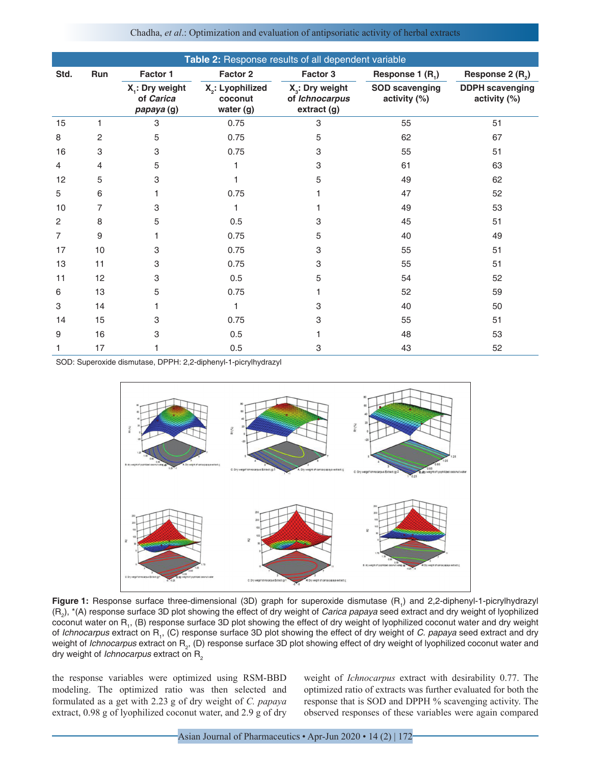**Table 2:** Response results of all dependent variable

| Std. | Run | Factor 1 | Factor 2 | Factor 3 | Response 1 ($R_1$) | Response 2 ($R_2$) |
|---|---|---|---|---|---|---|
| | | $X_1$: Dry weight of *Carica papaya* (g) | $X_2$: Lyophilized coconut water (g) | $X_3$: Dry weight of *Ichnocarpus* extract (g) | SOD scavenging activity (%) | DDPH scavenging activity (%) |
| 15 | 1 | 3 | 0.75 | 3 | 55 | 51 |
| 8 | 2 | 5 | 0.75 | 5 | 62 | 67 |
| 16 | 3 | 3 | 0.75 | 3 | 55 | 51 |
| 4 | 4 | 5 | 1 | 3 | 61 | 63 |
| 12 | 5 | 3 | 1 | 5 | 49 | 62 |
| 5 | 6 | 1 | 0.75 | 1 | 47 | 52 |
| 10 | 7 | 3 | 1 | 1 | 49 | 53 |
| 2 | 8 | 5 | 0.5 | 3 | 45 | 51 |
| 7 | 9 | 1 | 0.75 | 5 | 40 | 49 |
| 17 | 10 | 3 | 0.75 | 3 | 55 | 51 |
| 13 | 11 | 3 | 0.75 | 3 | 55 | 51 |
| 11 | 12 | 3 | 0.5 | 5 | 54 | 52 |
| 6 | 13 | 5 | 0.75 | 1 | 52 | 59 |
| 3 | 14 | 1 | 1 | 3 | 40 | 50 |
| 14 | 15 | 3 | 0.75 | 3 | 55 | 51 |
| 9 | 16 | 3 | 0.5 | 1 | 48 | 53 |
| 1 | 17 | 1 | 0.5 | 3 | 43 | 52 |

SOD: Superoxide dismutase, DPPH: 2,2-diphenyl-1-picrylhydrazyl

**Figure 1:** Response surface three-dimensional (3D) graph for superoxide dismutase ($R_1$) and 2,2-diphenyl-1-picrylhydrazyl ($R_2$), *(A) response surface 3D plot showing the effect of dry weight of *Carica papaya* seed extract and dry weight of lyophilized coconut water on $R_1$, (B) response surface 3D plot showing the effect of dry weight of lyophilized coconut water and dry weight of *Ichnocarpus* extract on $R_1$, (C) response surface 3D plot showing the effect of dry weight of *C. papaya* seed extract and dry weight of *Ichnocarpus* extract on $R_2$, (D) response surface 3D plot showing effect of dry weight of lyophilized coconut water and dry weight of *Ichnocarpus* extract on $R_2$

the response variables were optimized using RSM-BBD modeling. The optimized ratio was then selected and formulated as a get with 2.23 g of dry weight of *C. papaya* extract, 0.98 g of lyophilized coconut water, and 2.9 g of dry weight of *Ichnocarpus* extract with desirability 0.77. The optimized ratio of extracts was further evaluated for both the response that is SOD and DPPH % scavenging activity. The observed responses of these variables were again compared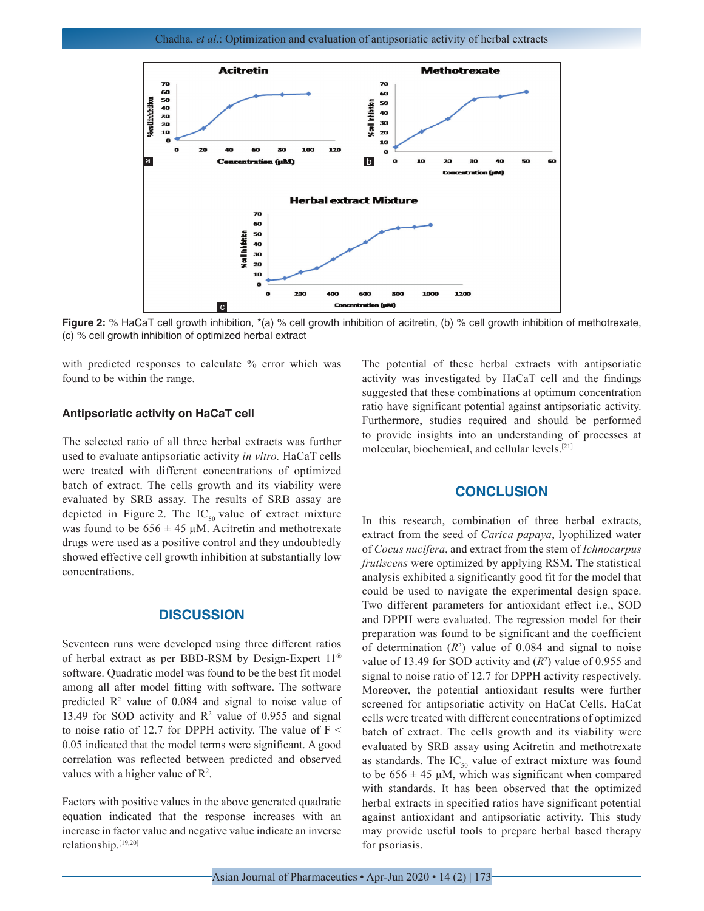Figure 2: % HaCaT cell growth inhibition, *(a) % cell growth inhibition of acitretin, (b) % cell growth inhibition of methotrexate, (c) % cell growth inhibition of optimized herbal extract

with predicted responses to calculate % error which was found to be within the range.

### Antipsoriatic activity on HaCaT cell

The selected ratio of all three herbal extracts was further used to evaluate antipsoriatic activity *in vitro.* HaCaT cells were treated with different concentrations of optimized batch of extract. The cells growth and its viability were evaluated by SRB assay. The results of SRB assay are depicted in Figure 2. The $IC_{50}$ value of extract mixture was found to be 656 ± 45 µM. Acitretin and methotrexate drugs were used as a positive control and they undoubtedly showed effective cell growth inhibition at substantially low concentrations.

## DISCUSSION

Seventeen runs were developed using three different ratios of herbal extract as per BBD-RSM by Design-Expert 11® software. Quadratic model was found to be the best fit model among all after model fitting with software. The software predicted $R^2$ value of 0.084 and signal to noise value of 13.49 for SOD activity and $R^2$ value of 0.955 and signal to noise ratio of 12.7 for DPPH activity. The value of $F < 0.05$ indicated that the model terms were significant. A good correlation was reflected between predicted and observed values with a higher value of $R^2$.

Factors with positive values in the above generated quadratic equation indicated that the response increases with an increase in factor value and negative value indicate an inverse relationship.[19,20]

The potential of these herbal extracts with antipsoriatic activity was investigated by HaCaT cell and the findings suggested that these combinations at optimum concentration ratio have significant potential against antipsoriatic activity. Furthermore, studies required and should be performed to provide insights into an understanding of processes at molecular, biochemical, and cellular levels.[21]

## CONCLUSION

In this research, combination of three herbal extracts, extract from the seed of *Carica papaya*, lyophilized water of *Cocus nucifera*, and extract from the stem of *Ichnocarpus frutiscens* were optimized by applying RSM. The statistical analysis exhibited a significantly good fit for the model that could be used to navigate the experimental design space. Two different parameters for antioxidant effect i.e., SOD and DPPH were evaluated. The regression model for their preparation was found to be significant and the coefficient of determination ($R^2$) value of 0.084 and signal to noise value of 13.49 for SOD activity and ($R^2$) value of 0.955 and signal to noise ratio of 12.7 for DPPH activity respectively. Moreover, the potential antioxidant results were further screened for antipsoriatic activity on HaCat Cells. HaCat cells were treated with different concentrations of optimized batch of extract. The cells growth and its viability were evaluated by SRB assay using Acitretin and methotrexate as standards. The $IC_{50}$ value of extract mixture was found to be 656 ± 45 µM, which was significant when compared with standards. It has been observed that the optimized herbal extracts in specified ratios have significant potential against antioxidant and antipsoriatic activity. This study may provide useful tools to prepare herbal based therapy for psoriasis.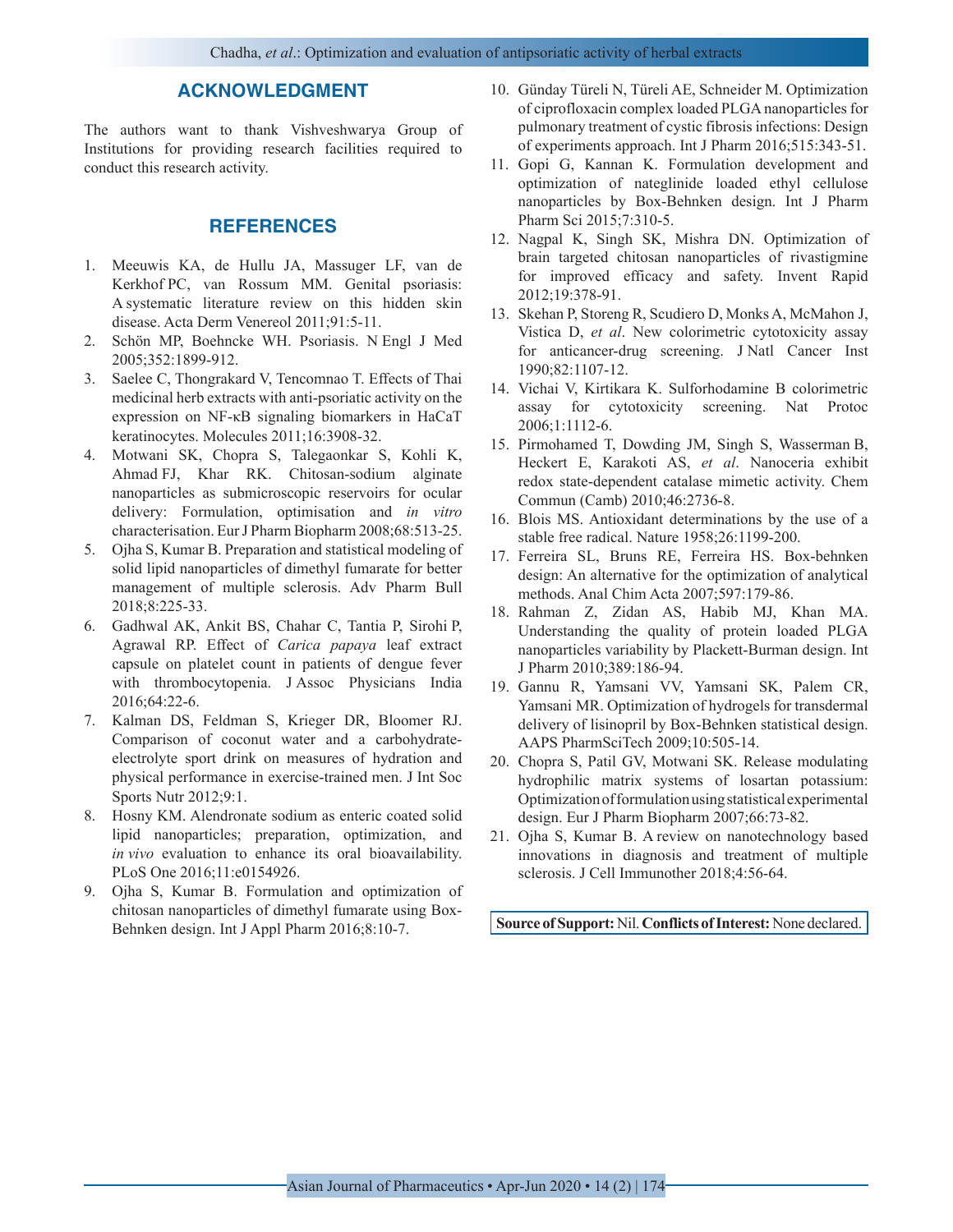## ACKNOWLEDGMENT

The authors want to thank Vishveshwarya Group of Institutions for providing research facilities required to conduct this research activity.

## REFERENCES

1. Meeuwis KA, de Hullu JA, Massuger LF, van de Kerkhof PC, van Rossum MM. Genital psoriasis: A systematic literature review on this hidden skin disease. Acta Derm Venereol 2011;91:5-11.
2. Schön MP, Boehncke WH. Psoriasis. N Engl J Med 2005;352:1899-912.
3. Saelee C, Thongrakard V, Tencomnao T. Effects of Thai medicinal herb extracts with anti-psoriatic activity on the expression on NF-κB signaling biomarkers in HaCaT keratinocytes. Molecules 2011;16:3908-32.
4. Motwani SK, Chopra S, Talegaonkar S, Kohli K, Ahmad FJ, Khar RK. Chitosan-sodium alginate nanoparticles as submicroscopic reservoirs for ocular delivery: Formulation, optimisation and *in vitro* characterisation. Eur J Pharm Biopharm 2008;68:513-25.
5. Ojha S, Kumar B. Preparation and statistical modeling of solid lipid nanoparticles of dimethyl fumarate for better management of multiple sclerosis. Adv Pharm Bull 2018;8:225-33.
6. Gadhwal AK, Ankit BS, Chahar C, Tantia P, Sirohi P, Agrawal RP. Effect of *Carica papaya* leaf extract capsule on platelet count in patients of dengue fever with thrombocytopenia. J Assoc Physicians India 2016;64:22-6.
7. Kalman DS, Feldman S, Krieger DR, Bloomer RJ. Comparison of coconut water and a carbohydrate-electrolyte sport drink on measures of hydration and physical performance in exercise-trained men. J Int Soc Sports Nutr 2012;9:1.
8. Hosny KM. Alendronate sodium as enteric coated solid lipid nanoparticles; preparation, optimization, and *in vivo* evaluation to enhance its oral bioavailability. PLoS One 2016;11:e0154926.
9. Ojha S, Kumar B. Formulation and optimization of chitosan nanoparticles of dimethyl fumarate using Box-Behnken design. Int J Appl Pharm 2016;8:10-7.
10. Günday Türeli N, Türeli AE, Schneider M. Optimization of ciprofloxacin complex loaded PLGA nanoparticles for pulmonary treatment of cystic fibrosis infections: Design of experiments approach. Int J Pharm 2016;515:343-51.
11. Gopi G, Kannan K. Formulation development and optimization of nateglinide loaded ethyl cellulose nanoparticles by Box-Behnken design. Int J Pharm Pharm Sci 2015;7:310-5.
12. Nagpal K, Singh SK, Mishra DN. Optimization of brain targeted chitosan nanoparticles of rivastigmine for improved efficacy and safety. Invent Rapid 2012;19:378-91.
13. Skehan P, Storeng R, Scudiero D, Monks A, McMahon J, Vistica D, *et al*. New colorimetric cytotoxicity assay for anticancer-drug screening. J Natl Cancer Inst 1990;82:1107-12.
14. Vichai V, Kirtikara K. Sulforhodamine B colorimetric assay for cytotoxicity screening. Nat Protoc 2006;1:1112-6.
15. Pirmohamed T, Dowding JM, Singh S, Wasserman B, Heckert E, Karakoti AS, *et al*. Nanoceria exhibit redox state-dependent catalase mimetic activity. Chem Commun (Camb) 2010;46:2736-8.
16. Blois MS. Antioxidant determinations by the use of a stable free radical. Nature 1958;26:1199-200.
17. Ferreira SL, Bruns RE, Ferreira HS. Box-behnken design: An alternative for the optimization of analytical methods. Anal Chim Acta 2007;597:179-86.
18. Rahman Z, Zidan AS, Habib MJ, Khan MA. Understanding the quality of protein loaded PLGA nanoparticles variability by Plackett-Burman design. Int J Pharm 2010;389:186-94.
19. Gannu R, Yamsani VV, Yamsani SK, Palem CR, Yamsani MR. Optimization of hydrogels for transdermal delivery of lisinopril by Box-Behnken statistical design. AAPS PharmSciTech 2009;10:505-14.
20. Chopra S, Patil GV, Motwani SK. Release modulating hydrophilic matrix systems of losartan potassium: Optimization of formulation using statistical experimental design. Eur J Pharm Biopharm 2007;66:73-82.
21. Ojha S, Kumar B. A review on nanotechnology based innovations in diagnosis and treatment of multiple sclerosis. J Cell Immunother 2018;4:56-64.

**Source of Support:** Nil. **Conflicts of Interest:** None declared.